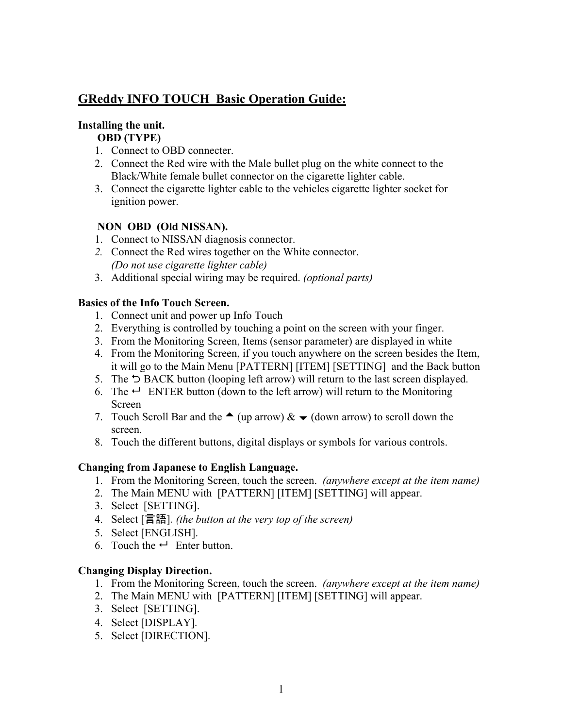# GReddy INFO TOUCH Basic Operation Guide:

**Installing the unit.**

**OBD (TYPE)**

1. Connect to OBD connecter.
2. Connect the Red wire with the Male bullet plug on the white connect to the Black/White female bullet connector on the cigarette lighter cable.
3. Connect the cigarette lighter cable to the vehicles cigarette lighter socket for ignition power.

**NON OBD (Old NISSAN).**

1. Connect to NISSAN diagnosis connector.
2. Connect the Red wires together on the White connector. *(Do not use cigarette lighter cable)*
3. Additional special wiring may be required. *(optional parts)*

**Basics of the Info Touch Screen.**

1. Connect unit and power up Info Touch
2. Everything is controlled by touching a point on the screen with your finger.
3. From the Monitoring Screen, Items (sensor parameter) are displayed in white
4. From the Monitoring Screen, if you touch anywhere on the screen besides the Item, it will go to the Main Menu [PATTERN] [ITEM] [SETTING] and the Back button
5. The ⮌ BACK button (looping left arrow) will return to the last screen displayed.
6. The ↵ ENTER button (down to the left arrow) will return to the Monitoring Screen
7. Touch Scroll Bar and the ▲ (up arrow) & ▼ (down arrow) to scroll down the screen.
8. Touch the different buttons, digital displays or symbols for various controls.

**Changing from Japanese to English Language.**

1. From the Monitoring Screen, touch the screen. *(anywhere except at the item name)*
2. The Main MENU with [PATTERN] [ITEM] [SETTING] will appear.
3. Select [SETTING].
4. Select [言語]. *(the button at the very top of the screen)*
5. Select [ENGLISH].
6. Touch the ↵ Enter button.

**Changing Display Direction.**

1. From the Monitoring Screen, touch the screen. *(anywhere except at the item name)*
2. The Main MENU with [PATTERN] [ITEM] [SETTING] will appear.
3. Select [SETTING].
4. Select [DISPLAY].
5. Select [DIRECTION].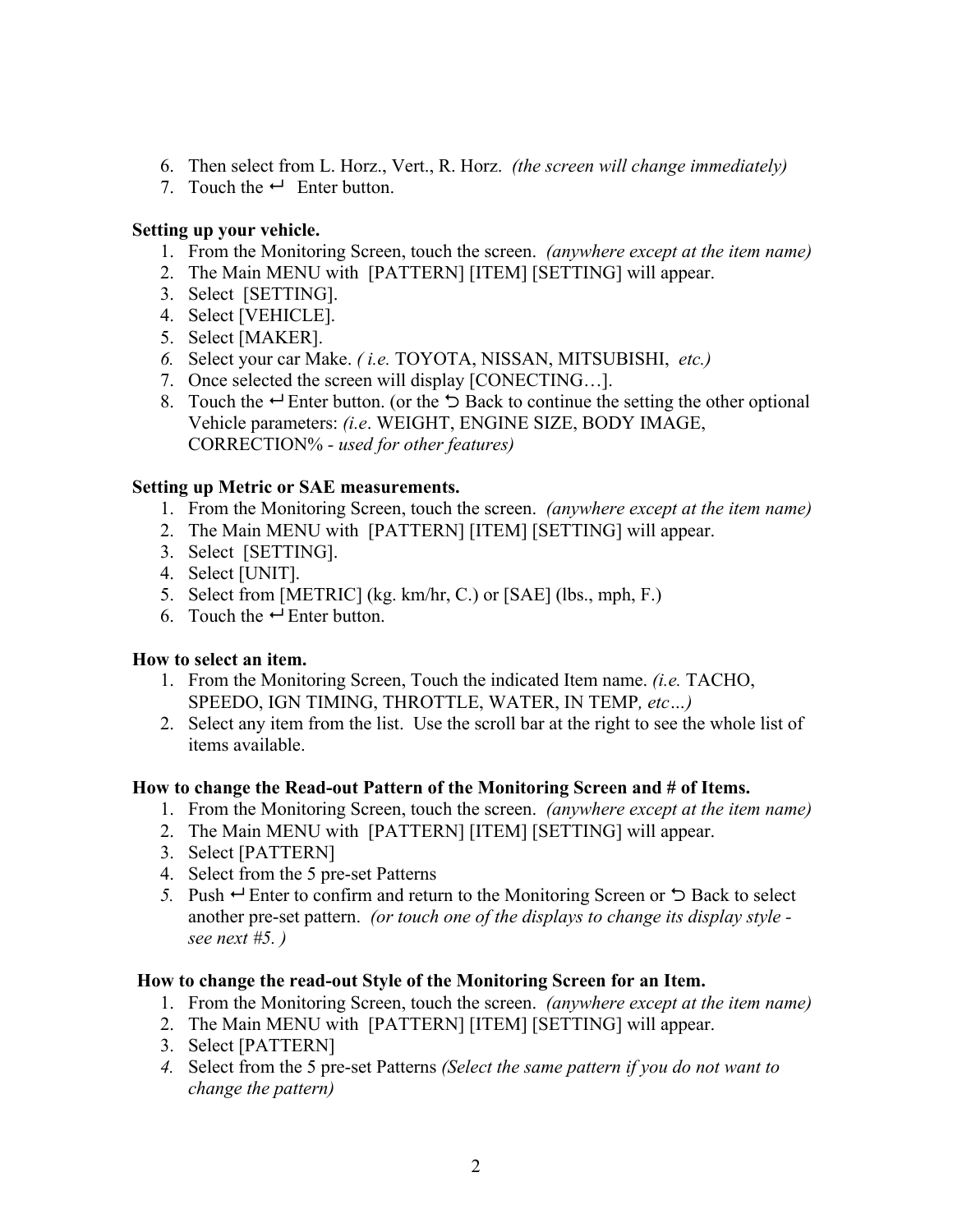6. Then select from L. Horz., Vert., R. Horz. *(the screen will change immediately)*
7. Touch the ↵ Enter button.

**Setting up your vehicle.**

1. From the Monitoring Screen, touch the screen. *(anywhere except at the item name)*
2. The Main MENU with [PATTERN] [ITEM] [SETTING] will appear.
3. Select [SETTING].
4. Select [VEHICLE].
5. Select [MAKER].
6. Select your car Make. *( i.e.* TOYOTA, NISSAN, MITSUBISHI, *etc.)*
7. Once selected the screen will display [CONECTING…].
8. Touch the ↵ Enter button. (or the ⮌ Back to continue the setting the other optional Vehicle parameters: *(i.e*. WEIGHT, ENGINE SIZE, BODY IMAGE, CORRECTION% - *used for other features)*

**Setting up Metric or SAE measurements.**

1. From the Monitoring Screen, touch the screen. *(anywhere except at the item name)*
2. The Main MENU with [PATTERN] [ITEM] [SETTING] will appear.
3. Select [SETTING].
4. Select [UNIT].
5. Select from [METRIC] (kg. km/hr, C.) or [SAE] (lbs., mph, F.)
6. Touch the ↵ Enter button.

**How to select an item.**

1. From the Monitoring Screen, Touch the indicated Item name. *(i.e.* TACHO, SPEEDO, IGN TIMING, THROTTLE, WATER, IN TEMP*, etc…)*
2. Select any item from the list. Use the scroll bar at the right to see the whole list of items available.

**How to change the Read-out Pattern of the Monitoring Screen and # of Items.**

1. From the Monitoring Screen, touch the screen. *(anywhere except at the item name)*
2. The Main MENU with [PATTERN] [ITEM] [SETTING] will appear.
3. Select [PATTERN]
4. Select from the 5 pre-set Patterns
5. Push ↵ Enter to confirm and return to the Monitoring Screen or ⮌ Back to select another pre-set pattern. *(or touch one of the displays to change its display style - see next #5. )*

**How to change the read-out Style of the Monitoring Screen for an Item.**

1. From the Monitoring Screen, touch the screen. *(anywhere except at the item name)*
2. The Main MENU with [PATTERN] [ITEM] [SETTING] will appear.
3. Select [PATTERN]
4. Select from the 5 pre-set Patterns *(Select the same pattern if you do not want to change the pattern)*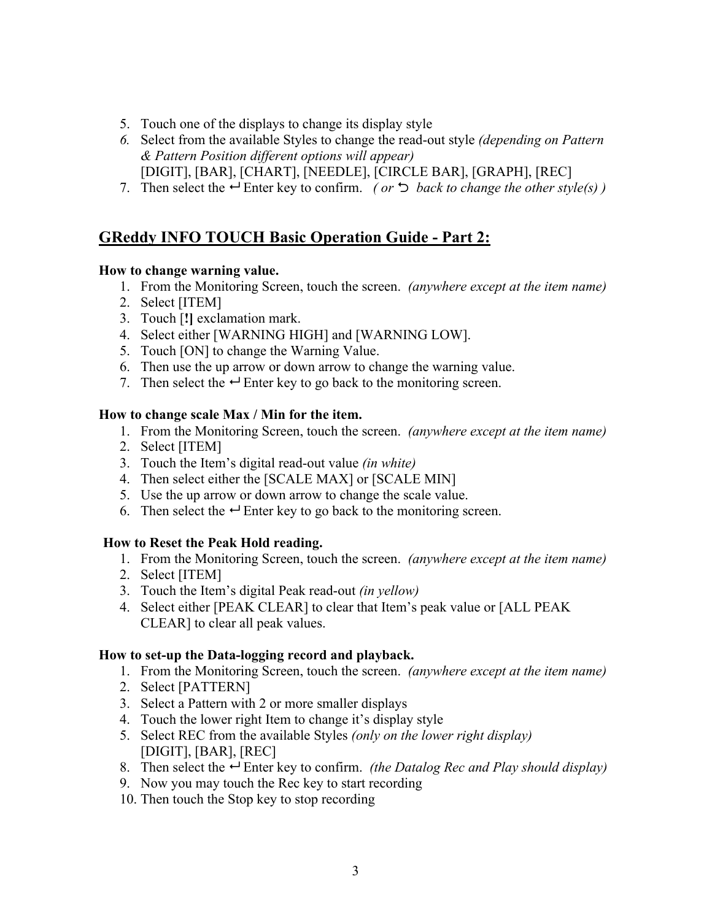5. Touch one of the displays to change its display style
6. Select from the available Styles to change the read-out style *(depending on Pattern & Pattern Position different options will appear)*
   [DIGIT], [BAR], [CHART], [NEEDLE], [CIRCLE BAR], [GRAPH], [REC]
7. Then select the ↵ Enter key to confirm. *( or ⮌ back to change the other style(s) )*

## GReddy INFO TOUCH Basic Operation Guide - Part 2:

**How to change warning value.**

1. From the Monitoring Screen, touch the screen. *(anywhere except at the item name)*
2. Select [ITEM]
3. Touch [**!**] exclamation mark.
4. Select either [WARNING HIGH] and [WARNING LOW].
5. Touch [ON] to change the Warning Value.
6. Then use the up arrow or down arrow to change the warning value.
7. Then select the ↵ Enter key to go back to the monitoring screen.

**How to change scale Max / Min for the item.**

1. From the Monitoring Screen, touch the screen. *(anywhere except at the item name)*
2. Select [ITEM]
3. Touch the Item's digital read-out value *(in white)*
4. Then select either the [SCALE MAX] or [SCALE MIN]
5. Use the up arrow or down arrow to change the scale value.
6. Then select the ↵ Enter key to go back to the monitoring screen.

**How to Reset the Peak Hold reading.**

1. From the Monitoring Screen, touch the screen. *(anywhere except at the item name)*
2. Select [ITEM]
3. Touch the Item's digital Peak read-out *(in yellow)*
4. Select either [PEAK CLEAR] to clear that Item's peak value or [ALL PEAK CLEAR] to clear all peak values.

**How to set-up the Data-logging record and playback.**

1. From the Monitoring Screen, touch the screen. *(anywhere except at the item name)*
2. Select [PATTERN]
3. Select a Pattern with 2 or more smaller displays
4. Touch the lower right Item to change it's display style
5. Select REC from the available Styles *(only on the lower right display)*
   [DIGIT], [BAR], [REC]
8. Then select the ↵ Enter key to confirm. *(the Datalog Rec and Play should display)*
9. Now you may touch the Rec key to start recording
10. Then touch the Stop key to stop recording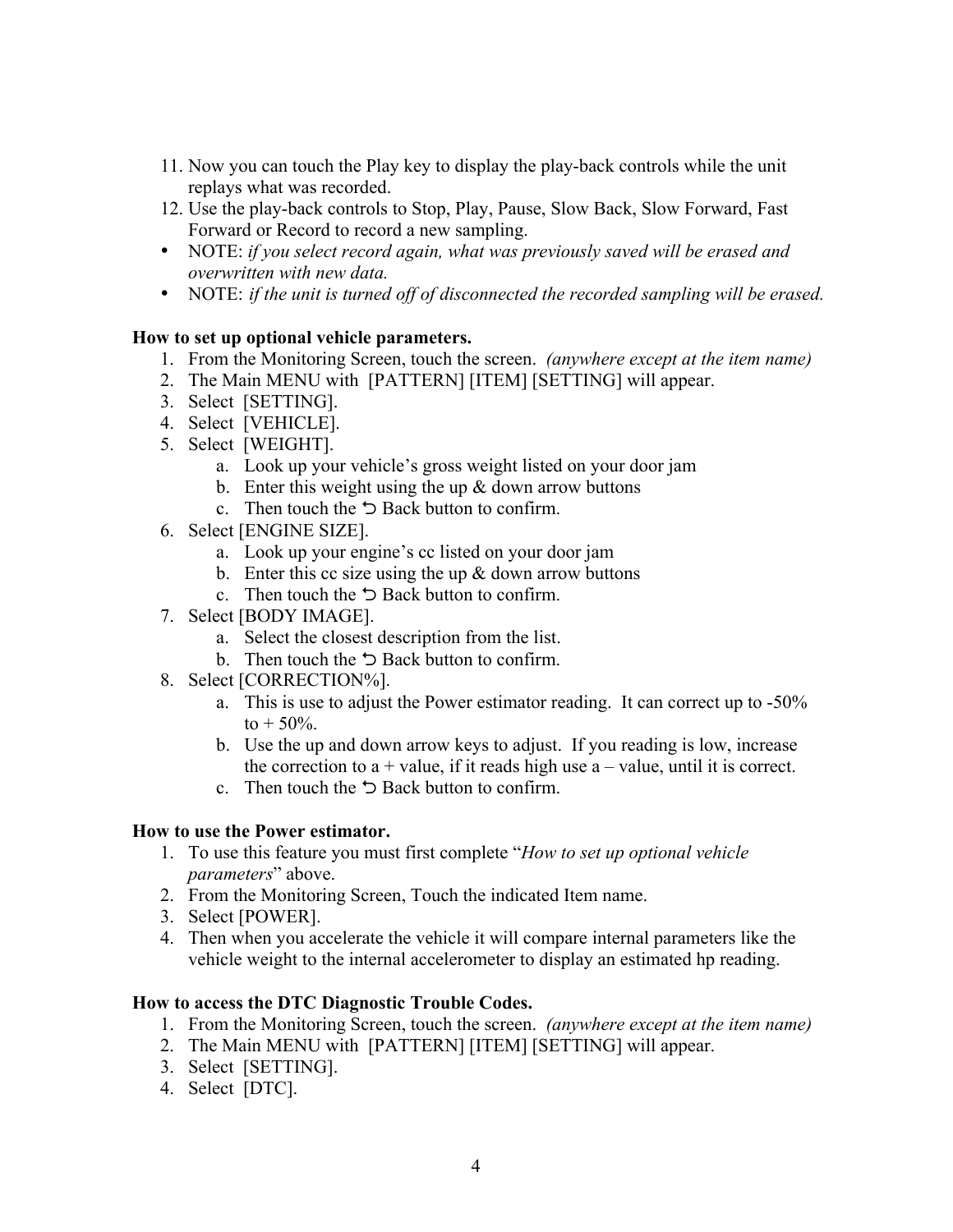11. Now you can touch the Play key to display the play-back controls while the unit replays what was recorded.
12. Use the play-back controls to Stop, Play, Pause, Slow Back, Slow Forward, Fast Forward or Record to record a new sampling.

- NOTE: *if you select record again, what was previously saved will be erased and overwritten with new data.*
- NOTE: *if the unit is turned off of disconnected the recorded sampling will be erased.*

**How to set up optional vehicle parameters.**

1. From the Monitoring Screen, touch the screen. *(anywhere except at the item name)*
2. The Main MENU with [PATTERN] [ITEM] [SETTING] will appear.
3. Select [SETTING].
4. Select [VEHICLE].
5. Select [WEIGHT].
   a. Look up your vehicle's gross weight listed on your door jam
   b. Enter this weight using the up & down arrow buttons
   c. Then touch the ⮌ Back button to confirm.
6. Select [ENGINE SIZE].
   a. Look up your engine's cc listed on your door jam
   b. Enter this cc size using the up & down arrow buttons
   c. Then touch the ⮌ Back button to confirm.
7. Select [BODY IMAGE].
   a. Select the closest description from the list.
   b. Then touch the ⮌ Back button to confirm.
8. Select [CORRECTION%].
   a. This is use to adjust the Power estimator reading. It can correct up to -50% to + 50%.
   b. Use the up and down arrow keys to adjust. If you reading is low, increase the correction to a + value, if it reads high use a – value, until it is correct.
   c. Then touch the ⮌ Back button to confirm.

**How to use the Power estimator.**

1. To use this feature you must first complete "*How to set up optional vehicle parameters*" above.
2. From the Monitoring Screen, Touch the indicated Item name.
3. Select [POWER].
4. Then when you accelerate the vehicle it will compare internal parameters like the vehicle weight to the internal accelerometer to display an estimated hp reading.

**How to access the DTC Diagnostic Trouble Codes.**

1. From the Monitoring Screen, touch the screen. *(anywhere except at the item name)*
2. The Main MENU with [PATTERN] [ITEM] [SETTING] will appear.
3. Select [SETTING].
4. Select [DTC].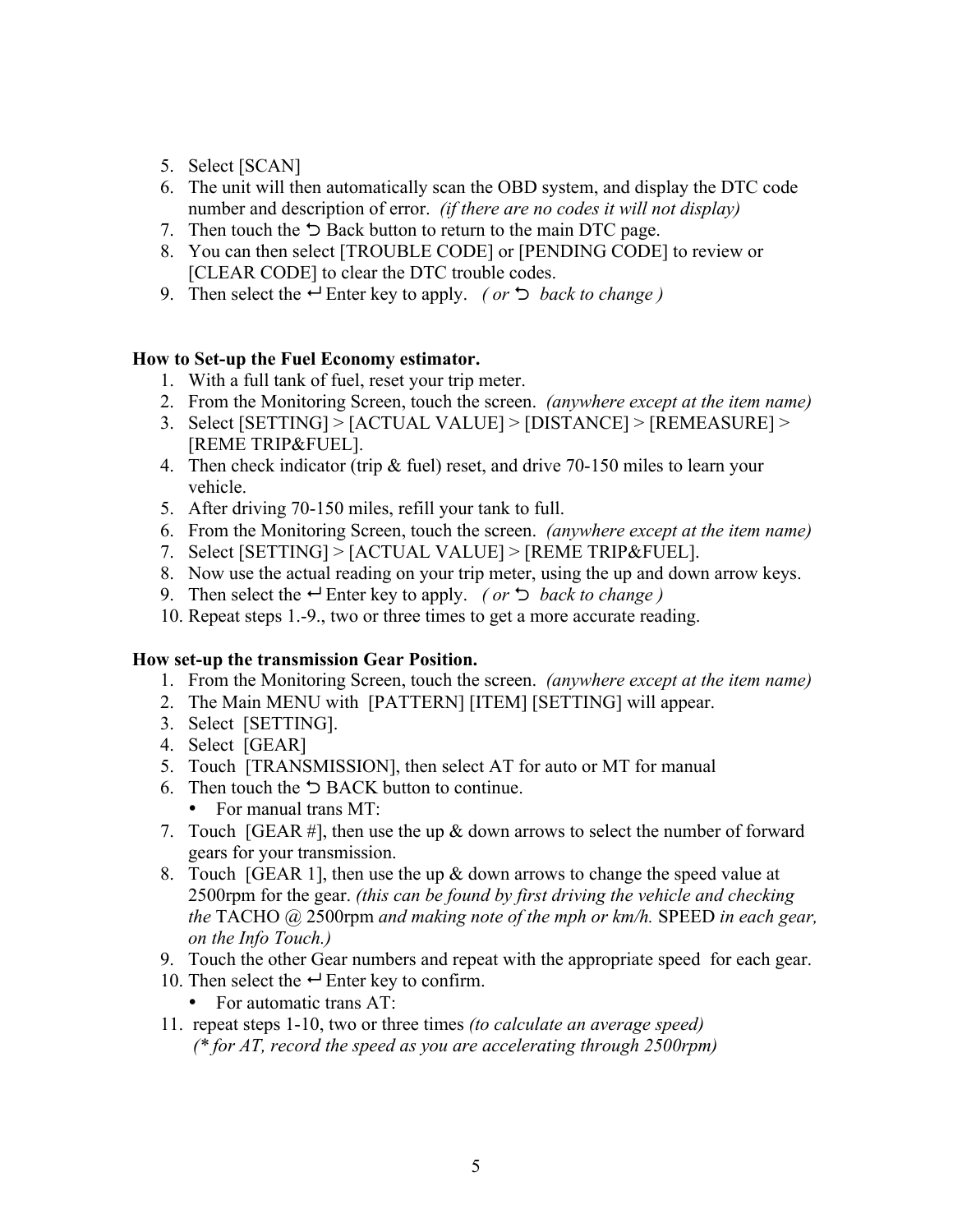5. Select [SCAN]
6. The unit will then automatically scan the OBD system, and display the DTC code number and description of error. *(if there are no codes it will not display)*
7. Then touch the ⮌ Back button to return to the main DTC page.
8. You can then select [TROUBLE CODE] or [PENDING CODE] to review or [CLEAR CODE] to clear the DTC trouble codes.
9. Then select the ↵ Enter key to apply. *( or ⮌ back to change )*

**How to Set-up the Fuel Economy estimator.**

1. With a full tank of fuel, reset your trip meter.
2. From the Monitoring Screen, touch the screen. *(anywhere except at the item name)*
3. Select [SETTING] > [ACTUAL VALUE] > [DISTANCE] > [REMEASURE] > [REME TRIP&FUEL].
4. Then check indicator (trip & fuel) reset, and drive 70-150 miles to learn your vehicle.
5. After driving 70-150 miles, refill your tank to full.
6. From the Monitoring Screen, touch the screen. *(anywhere except at the item name)*
7. Select [SETTING] > [ACTUAL VALUE] > [REME TRIP&FUEL].
8. Now use the actual reading on your trip meter, using the up and down arrow keys.
9. Then select the ↵ Enter key to apply. *( or ⮌ back to change )*
10. Repeat steps 1.-9., two or three times to get a more accurate reading.

**How set-up the transmission Gear Position.**

1. From the Monitoring Screen, touch the screen. *(anywhere except at the item name)*
2. The Main MENU with [PATTERN] [ITEM] [SETTING] will appear.
3. Select [SETTING].
4. Select [GEAR]
5. Touch [TRANSMISSION], then select AT for auto or MT for manual
6. Then touch the ⮌ BACK button to continue.
   - For manual trans MT:
7. Touch [GEAR #], then use the up & down arrows to select the number of forward gears for your transmission.
8. Touch [GEAR 1], then use the up & down arrows to change the speed value at 2500rpm for the gear. *(this can be found by first driving the vehicle and checking the* TACHO @ 2500rpm *and making note of the mph or km/h.* SPEED *in each gear, on the Info Touch.)*
9. Touch the other Gear numbers and repeat with the appropriate speed for each gear.
10. Then select the ↵ Enter key to confirm.
    - For automatic trans AT:
11. repeat steps 1-10, two or three times *(to calculate an average speed)*
    *(* for AT, record the speed as you are accelerating through 2500rpm)*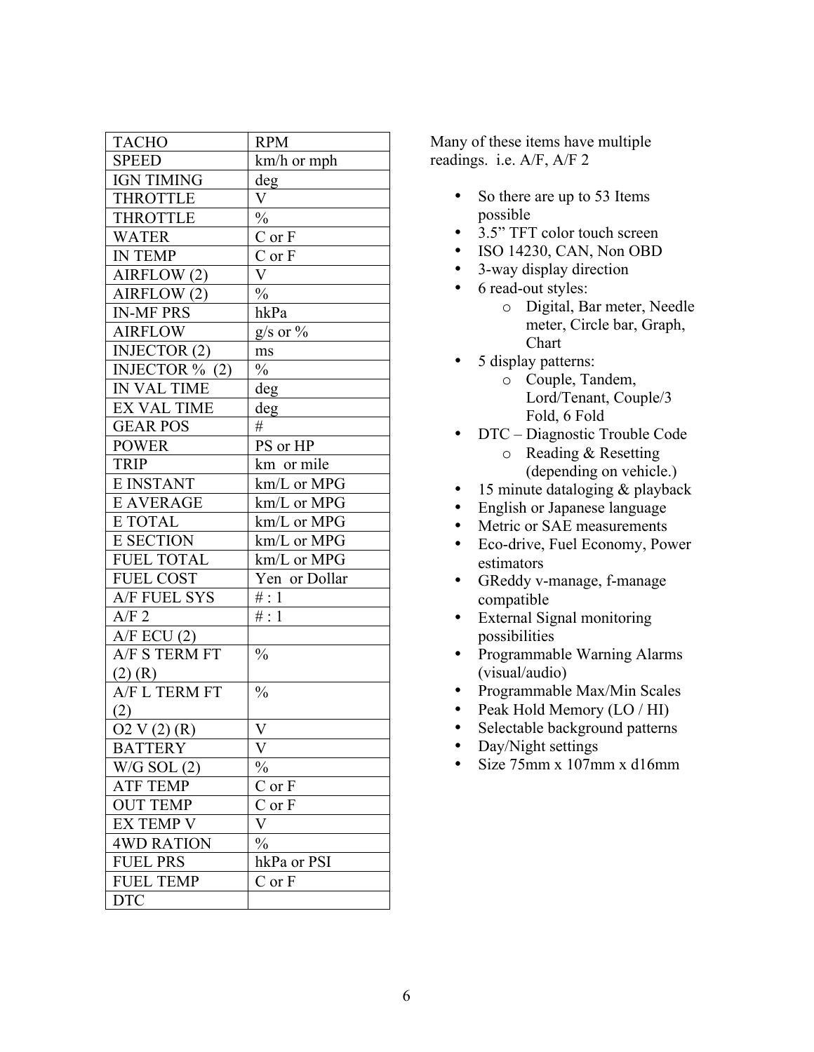| | |
|---|---|
| TACHO | RPM |
| SPEED | km/h or mph |
| IGN TIMING | deg |
| THROTTLE | V |
| THROTTLE | % |
| WATER | C or F |
| IN TEMP | C or F |
| AIRFLOW (2) | V |
| AIRFLOW (2) | % |
| IN-MF PRS | hkPa |
| AIRFLOW | g/s or % |
| INJECTOR (2) | ms |
| INJECTOR % (2) | % |
| IN VAL TIME | deg |
| EX VAL TIME | deg |
| GEAR POS | # |
| POWER | PS or HP |
| TRIP | km or mile |
| E INSTANT | km/L or MPG |
| E AVERAGE | km/L or MPG |
| E TOTAL | km/L or MPG |
| E SECTION | km/L or MPG |
| FUEL TOTAL | km/L or MPG |
| FUEL COST | Yen or Dollar |
| A/F FUEL SYS | # : 1 |
| A/F 2 | # : 1 |
| A/F ECU (2) | |
| A/F S TERM FT (2) (R) | % |
| A/F L TERM FT (2) | % |
| O2 V (2) (R) | V |
| BATTERY | V |
| W/G SOL (2) | % |
| ATF TEMP | C or F |
| OUT TEMP | C or F |
| EX TEMP V | V |
| 4WD RATION | % |
| FUEL PRS | hkPa or PSI |
| FUEL TEMP | C or F |
| DTC | |

Many of these items have multiple readings. i.e. A/F, A/F 2

- So there are up to 53 Items possible
- 3.5" TFT color touch screen
- ISO 14230, CAN, Non OBD
- 3-way display direction
- 6 read-out styles:
  - Digital, Bar meter, Needle meter, Circle bar, Graph, Chart
- 5 display patterns:
  - Couple, Tandem, Lord/Tenant, Couple/3 Fold, 6 Fold
- DTC – Diagnostic Trouble Code
  - Reading & Resetting (depending on vehicle.)
- 15 minute dataloging & playback
- English or Japanese language
- Metric or SAE measurements
- Eco-drive, Fuel Economy, Power estimators
- GReddy v-manage, f-manage compatible
- External Signal monitoring possibilities
- Programmable Warning Alarms (visual/audio)
- Programmable Max/Min Scales
- Peak Hold Memory (LO / HI)
- Selectable background patterns
- Day/Night settings
- Size 75mm x 107mm x d16mm